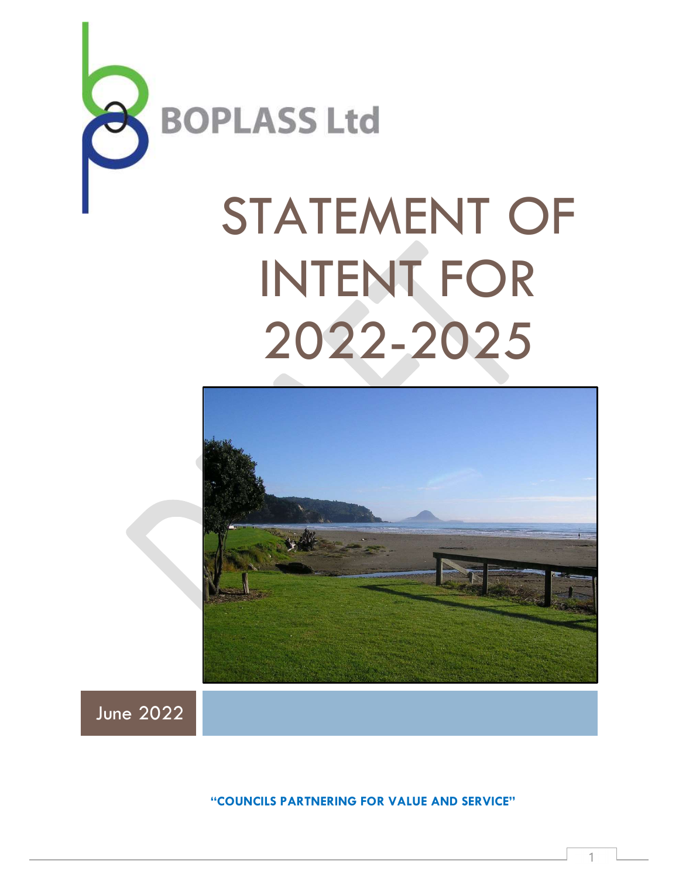BOPLASS Ltd

# STATEMENT OF INTENT FOR 2022-2025

June 2022

**"COUNCILS PARTNERING FOR VALUE AND SERVICE"**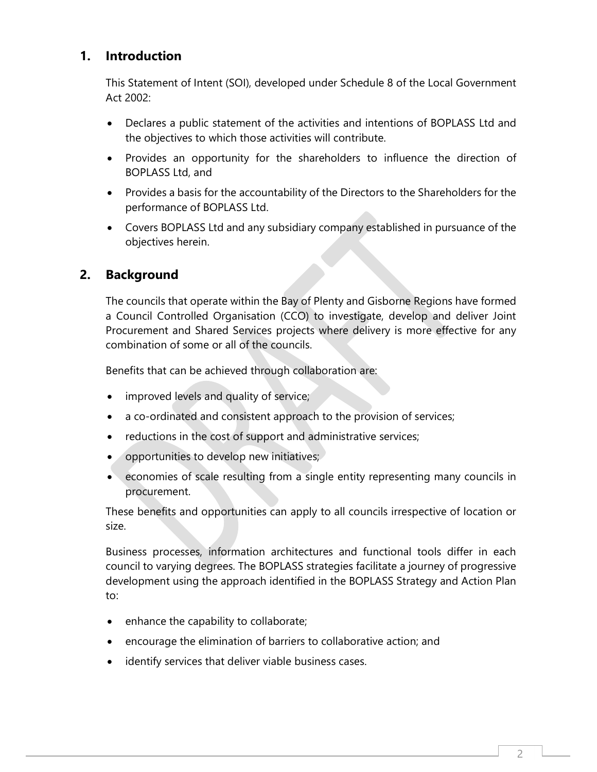## 1. Introduction

This Statement of Intent (SOI), developed under Schedule 8 of the Local Government Act 2002:

- Declares a public statement of the activities and intentions of BOPLASS Ltd and the objectives to which those activities will contribute.
- Provides an opportunity for the shareholders to influence the direction of BOPLASS Ltd, and
- Provides a basis for the accountability of the Directors to the Shareholders for the performance of BOPLASS Ltd.
- Covers BOPLASS Ltd and any subsidiary company established in pursuance of the objectives herein.

## 2. Background

The councils that operate within the Bay of Plenty and Gisborne Regions have formed a Council Controlled Organisation (CCO) to investigate, develop and deliver Joint Procurement and Shared Services projects where delivery is more effective for any combination of some or all of the councils.

Benefits that can be achieved through collaboration are:

- improved levels and quality of service;
- a co-ordinated and consistent approach to the provision of services;
- reductions in the cost of support and administrative services;
- opportunities to develop new initiatives;
- economies of scale resulting from a single entity representing many councils in procurement.

These benefits and opportunities can apply to all councils irrespective of location or size.

Business processes, information architectures and functional tools differ in each council to varying degrees. The BOPLASS strategies facilitate a journey of progressive development using the approach identified in the BOPLASS Strategy and Action Plan to:

- enhance the capability to collaborate;
- encourage the elimination of barriers to collaborative action; and
- identify services that deliver viable business cases.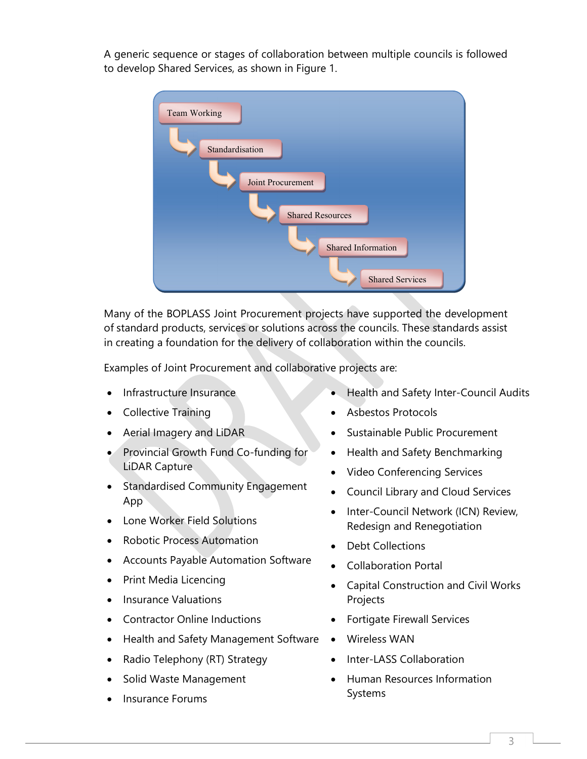A generic sequence or stages of collaboration between multiple councils is followed to develop Shared Services, as shown in Figure 1.

Team Working → Standardisation → Joint Procurement → Shared Resources → Shared Information → Shared Services

Many of the BOPLASS Joint Procurement projects have supported the development of standard products, services or solutions across the councils. These standards assist in creating a foundation for the delivery of collaboration within the councils.

Examples of Joint Procurement and collaborative projects are:

- Infrastructure Insurance
- Collective Training
- Aerial Imagery and LiDAR
- Provincial Growth Fund Co-funding for LiDAR Capture
- Standardised Community Engagement App
- Lone Worker Field Solutions
- Robotic Process Automation
- Accounts Payable Automation Software
- Print Media Licencing
- Insurance Valuations
- Contractor Online Inductions
- Health and Safety Management Software
- Radio Telephony (RT) Strategy
- Solid Waste Management
- Insurance Forums
- Health and Safety Inter-Council Audits
- Asbestos Protocols
- Sustainable Public Procurement
- Health and Safety Benchmarking
- Video Conferencing Services
- Council Library and Cloud Services
- Inter-Council Network (ICN) Review, Redesign and Renegotiation
- Debt Collections
- Collaboration Portal
- Capital Construction and Civil Works Projects
- Fortigate Firewall Services
- Wireless WAN
- Inter-LASS Collaboration
- Human Resources Information Systems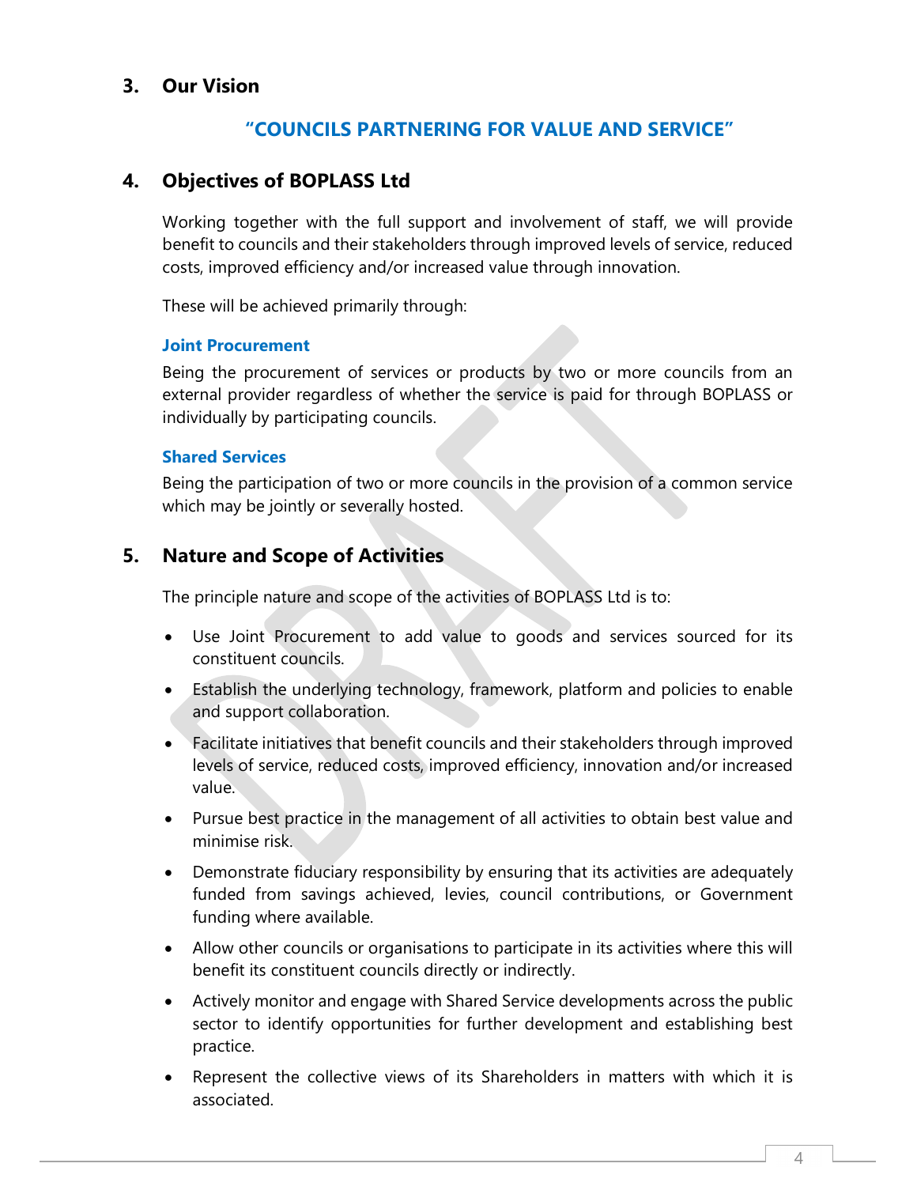## 3. Our Vision

**"COUNCILS PARTNERING FOR VALUE AND SERVICE"**

## 4. Objectives of BOPLASS Ltd

Working together with the full support and involvement of staff, we will provide benefit to councils and their stakeholders through improved levels of service, reduced costs, improved efficiency and/or increased value through innovation.

These will be achieved primarily through:

**Joint Procurement**

Being the procurement of services or products by two or more councils from an external provider regardless of whether the service is paid for through BOPLASS or individually by participating councils.

**Shared Services**

Being the participation of two or more councils in the provision of a common service which may be jointly or severally hosted.

## 5. Nature and Scope of Activities

The principle nature and scope of the activities of BOPLASS Ltd is to:

- Use Joint Procurement to add value to goods and services sourced for its constituent councils.
- Establish the underlying technology, framework, platform and policies to enable and support collaboration.
- Facilitate initiatives that benefit councils and their stakeholders through improved levels of service, reduced costs, improved efficiency, innovation and/or increased value.
- Pursue best practice in the management of all activities to obtain best value and minimise risk.
- Demonstrate fiduciary responsibility by ensuring that its activities are adequately funded from savings achieved, levies, council contributions, or Government funding where available.
- Allow other councils or organisations to participate in its activities where this will benefit its constituent councils directly or indirectly.
- Actively monitor and engage with Shared Service developments across the public sector to identify opportunities for further development and establishing best practice.
- Represent the collective views of its Shareholders in matters with which it is associated.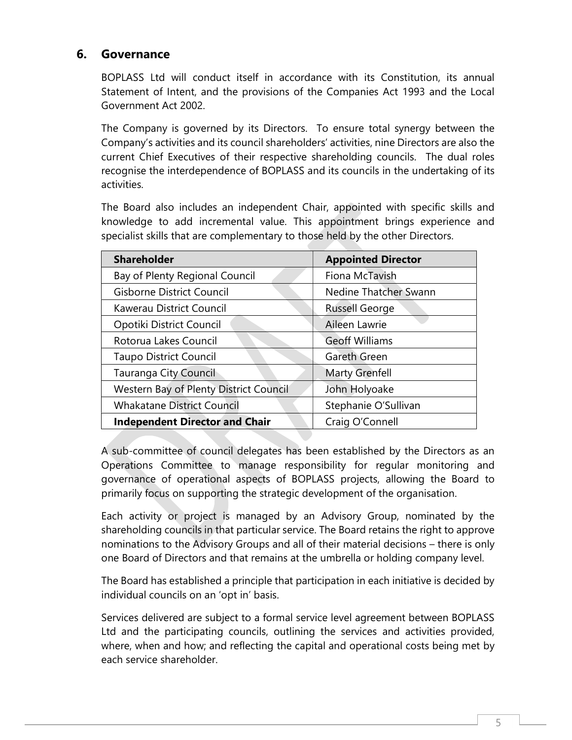## 6. Governance

BOPLASS Ltd will conduct itself in accordance with its Constitution, its annual Statement of Intent, and the provisions of the Companies Act 1993 and the Local Government Act 2002.

The Company is governed by its Directors. To ensure total synergy between the Company's activities and its council shareholders' activities, nine Directors are also the current Chief Executives of their respective shareholding councils. The dual roles recognise the interdependence of BOPLASS and its councils in the undertaking of its activities.

The Board also includes an independent Chair, appointed with specific skills and knowledge to add incremental value. This appointment brings experience and specialist skills that are complementary to those held by the other Directors.

| Shareholder | Appointed Director |
|---|---|
| Bay of Plenty Regional Council | Fiona McTavish |
| Gisborne District Council | Nedine Thatcher Swann |
| Kawerau District Council | Russell George |
| Opotiki District Council | Aileen Lawrie |
| Rotorua Lakes Council | Geoff Williams |
| Taupo District Council | Gareth Green |
| Tauranga City Council | Marty Grenfell |
| Western Bay of Plenty District Council | John Holyoake |
| Whakatane District Council | Stephanie O'Sullivan |
| **Independent Director and Chair** | Craig O'Connell |

A sub-committee of council delegates has been established by the Directors as an Operations Committee to manage responsibility for regular monitoring and governance of operational aspects of BOPLASS projects, allowing the Board to primarily focus on supporting the strategic development of the organisation.

Each activity or project is managed by an Advisory Group, nominated by the shareholding councils in that particular service. The Board retains the right to approve nominations to the Advisory Groups and all of their material decisions – there is only one Board of Directors and that remains at the umbrella or holding company level.

The Board has established a principle that participation in each initiative is decided by individual councils on an 'opt in' basis.

Services delivered are subject to a formal service level agreement between BOPLASS Ltd and the participating councils, outlining the services and activities provided, where, when and how; and reflecting the capital and operational costs being met by each service shareholder.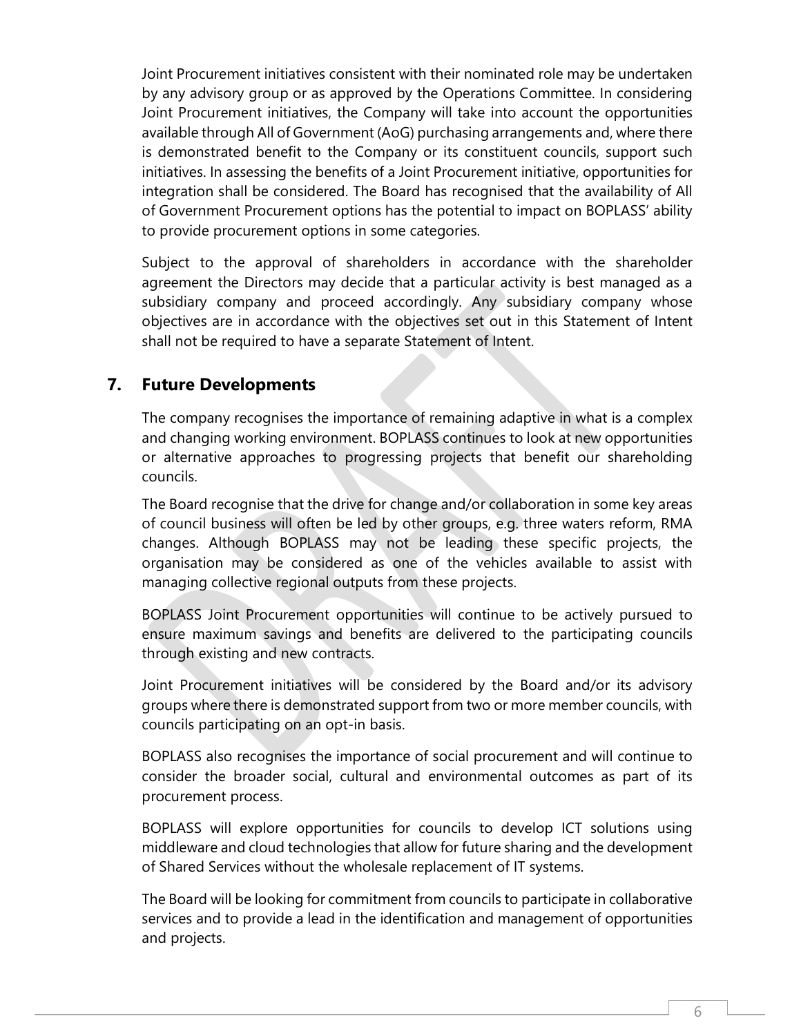Joint Procurement initiatives consistent with their nominated role may be undertaken by any advisory group or as approved by the Operations Committee. In considering Joint Procurement initiatives, the Company will take into account the opportunities available through All of Government (AoG) purchasing arrangements and, where there is demonstrated benefit to the Company or its constituent councils, support such initiatives. In assessing the benefits of a Joint Procurement initiative, opportunities for integration shall be considered. The Board has recognised that the availability of All of Government Procurement options has the potential to impact on BOPLASS' ability to provide procurement options in some categories.

Subject to the approval of shareholders in accordance with the shareholder agreement the Directors may decide that a particular activity is best managed as a subsidiary company and proceed accordingly. Any subsidiary company whose objectives are in accordance with the objectives set out in this Statement of Intent shall not be required to have a separate Statement of Intent.

## 7. Future Developments

The company recognises the importance of remaining adaptive in what is a complex and changing working environment. BOPLASS continues to look at new opportunities or alternative approaches to progressing projects that benefit our shareholding councils.

The Board recognise that the drive for change and/or collaboration in some key areas of council business will often be led by other groups, e.g. three waters reform, RMA changes. Although BOPLASS may not be leading these specific projects, the organisation may be considered as one of the vehicles available to assist with managing collective regional outputs from these projects.

BOPLASS Joint Procurement opportunities will continue to be actively pursued to ensure maximum savings and benefits are delivered to the participating councils through existing and new contracts.

Joint Procurement initiatives will be considered by the Board and/or its advisory groups where there is demonstrated support from two or more member councils, with councils participating on an opt-in basis.

BOPLASS also recognises the importance of social procurement and will continue to consider the broader social, cultural and environmental outcomes as part of its procurement process.

BOPLASS will explore opportunities for councils to develop ICT solutions using middleware and cloud technologies that allow for future sharing and the development of Shared Services without the wholesale replacement of IT systems.

The Board will be looking for commitment from councils to participate in collaborative services and to provide a lead in the identification and management of opportunities and projects.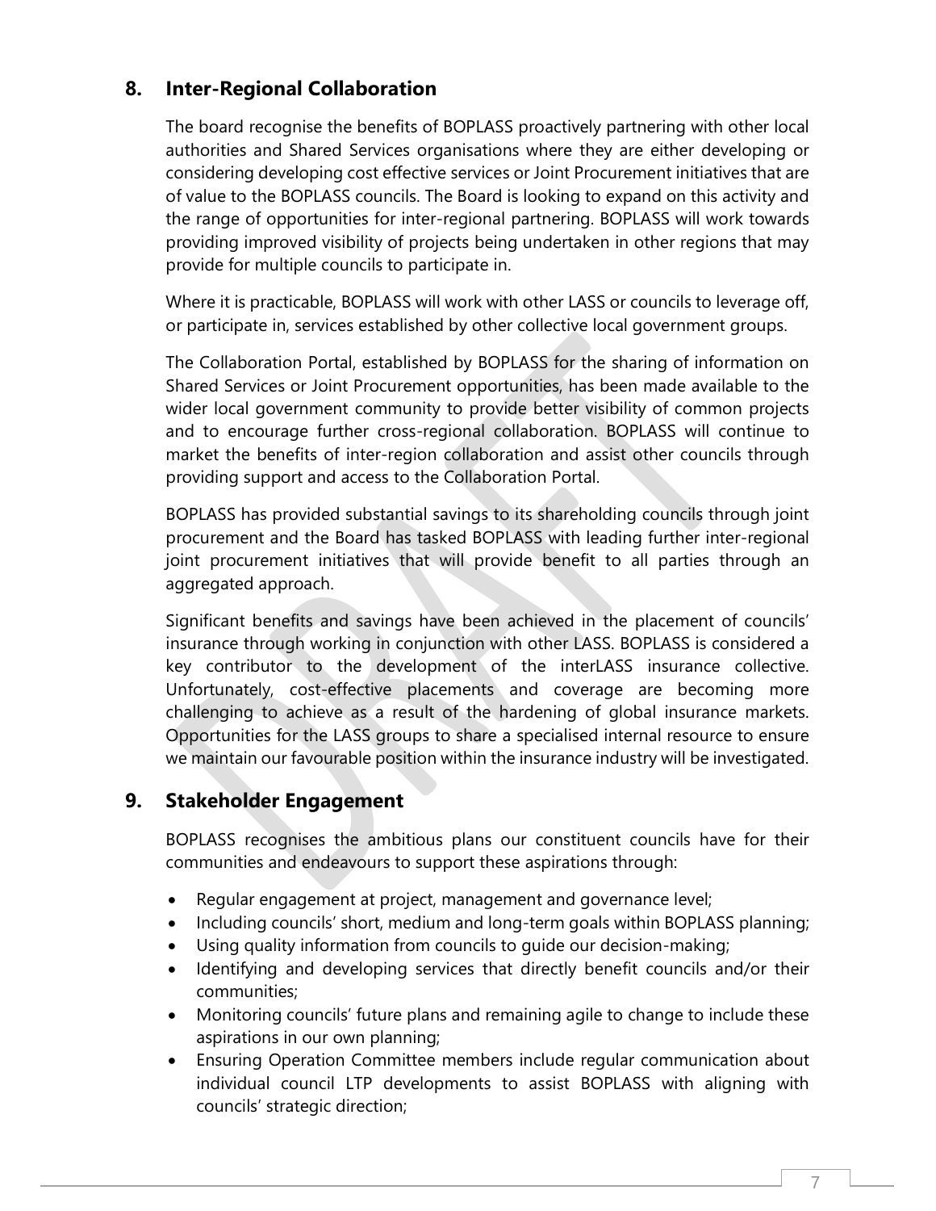## 8. Inter-Regional Collaboration

The board recognise the benefits of BOPLASS proactively partnering with other local authorities and Shared Services organisations where they are either developing or considering developing cost effective services or Joint Procurement initiatives that are of value to the BOPLASS councils. The Board is looking to expand on this activity and the range of opportunities for inter-regional partnering. BOPLASS will work towards providing improved visibility of projects being undertaken in other regions that may provide for multiple councils to participate in.

Where it is practicable, BOPLASS will work with other LASS or councils to leverage off, or participate in, services established by other collective local government groups.

The Collaboration Portal, established by BOPLASS for the sharing of information on Shared Services or Joint Procurement opportunities, has been made available to the wider local government community to provide better visibility of common projects and to encourage further cross-regional collaboration. BOPLASS will continue to market the benefits of inter-region collaboration and assist other councils through providing support and access to the Collaboration Portal.

BOPLASS has provided substantial savings to its shareholding councils through joint procurement and the Board has tasked BOPLASS with leading further inter-regional joint procurement initiatives that will provide benefit to all parties through an aggregated approach.

Significant benefits and savings have been achieved in the placement of councils' insurance through working in conjunction with other LASS. BOPLASS is considered a key contributor to the development of the interLASS insurance collective. Unfortunately, cost-effective placements and coverage are becoming more challenging to achieve as a result of the hardening of global insurance markets. Opportunities for the LASS groups to share a specialised internal resource to ensure we maintain our favourable position within the insurance industry will be investigated.

## 9. Stakeholder Engagement

BOPLASS recognises the ambitious plans our constituent councils have for their communities and endeavours to support these aspirations through:

- Regular engagement at project, management and governance level;
- Including councils' short, medium and long-term goals within BOPLASS planning;
- Using quality information from councils to guide our decision-making;
- Identifying and developing services that directly benefit councils and/or their communities;
- Monitoring councils' future plans and remaining agile to change to include these aspirations in our own planning;
- Ensuring Operation Committee members include regular communication about individual council LTP developments to assist BOPLASS with aligning with councils' strategic direction;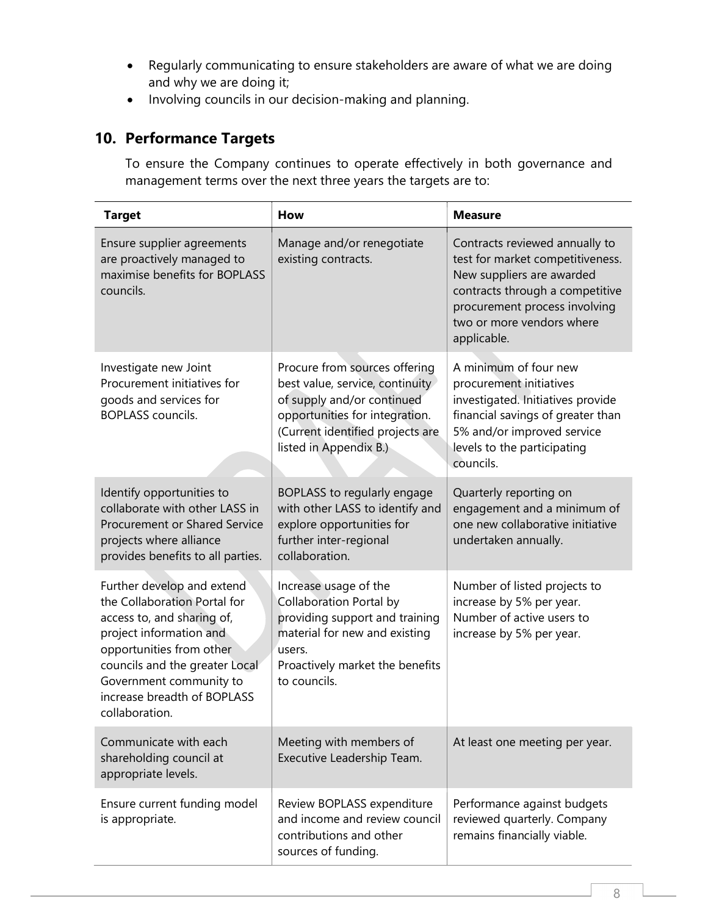- Regularly communicating to ensure stakeholders are aware of what we are doing and why we are doing it;
- Involving councils in our decision-making and planning.

## 10. Performance Targets

To ensure the Company continues to operate effectively in both governance and management terms over the next three years the targets are to:

| Target | How | Measure |
|---|---|---|
| Ensure supplier agreements are proactively managed to maximise benefits for BOPLASS councils. | Manage and/or renegotiate existing contracts. | Contracts reviewed annually to test for market competitiveness. New suppliers are awarded contracts through a competitive procurement process involving two or more vendors where applicable. |
| Investigate new Joint Procurement initiatives for goods and services for BOPLASS councils. | Procure from sources offering best value, service, continuity of supply and/or continued opportunities for integration. (Current identified projects are listed in Appendix B.) | A minimum of four new procurement initiatives investigated. Initiatives provide financial savings of greater than 5% and/or improved service levels to the participating councils. |
| Identify opportunities to collaborate with other LASS in Procurement or Shared Service projects where alliance provides benefits to all parties. | BOPLASS to regularly engage with other LASS to identify and explore opportunities for further inter-regional collaboration. | Quarterly reporting on engagement and a minimum of one new collaborative initiative undertaken annually. |
| Further develop and extend the Collaboration Portal for access to, and sharing of, project information and opportunities from other councils and the greater Local Government community to increase breadth of BOPLASS collaboration. | Increase usage of the Collaboration Portal by providing support and training material for new and existing users.<br>Proactively market the benefits to councils. | Number of listed projects to increase by 5% per year.<br>Number of active users to increase by 5% per year. |
| Communicate with each shareholding council at appropriate levels. | Meeting with members of Executive Leadership Team. | At least one meeting per year. |
| Ensure current funding model is appropriate. | Review BOPLASS expenditure and income and review council contributions and other sources of funding. | Performance against budgets reviewed quarterly. Company remains financially viable. |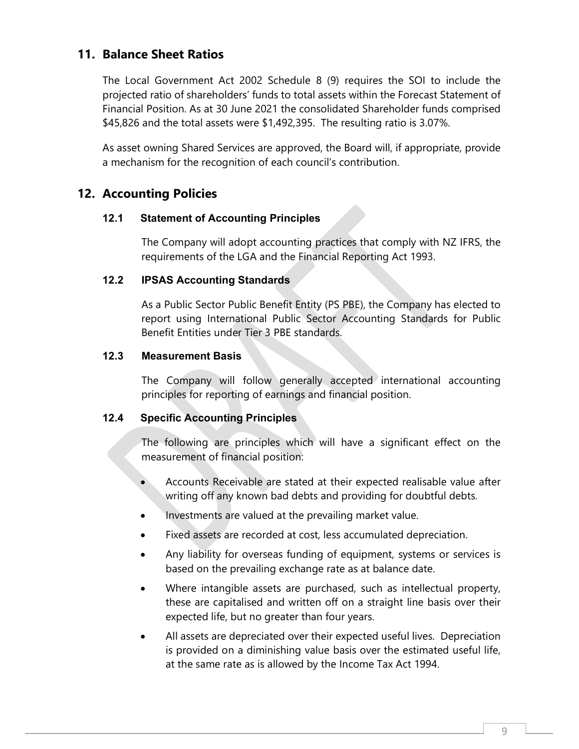## 11. Balance Sheet Ratios

The Local Government Act 2002 Schedule 8 (9) requires the SOI to include the projected ratio of shareholders' funds to total assets within the Forecast Statement of Financial Position. As at 30 June 2021 the consolidated Shareholder funds comprised $45,826 and the total assets were $1,492,395. The resulting ratio is 3.07%.

As asset owning Shared Services are approved, the Board will, if appropriate, provide a mechanism for the recognition of each council's contribution.

## 12. Accounting Policies

### 12.1 Statement of Accounting Principles

The Company will adopt accounting practices that comply with NZ IFRS, the requirements of the LGA and the Financial Reporting Act 1993.

### 12.2 IPSAS Accounting Standards

As a Public Sector Public Benefit Entity (PS PBE), the Company has elected to report using International Public Sector Accounting Standards for Public Benefit Entities under Tier 3 PBE standards.

### 12.3 Measurement Basis

The Company will follow generally accepted international accounting principles for reporting of earnings and financial position.

### 12.4 Specific Accounting Principles

The following are principles which will have a significant effect on the measurement of financial position:

- Accounts Receivable are stated at their expected realisable value after writing off any known bad debts and providing for doubtful debts.
- Investments are valued at the prevailing market value.
- Fixed assets are recorded at cost, less accumulated depreciation.
- Any liability for overseas funding of equipment, systems or services is based on the prevailing exchange rate as at balance date.
- Where intangible assets are purchased, such as intellectual property, these are capitalised and written off on a straight line basis over their expected life, but no greater than four years.
- All assets are depreciated over their expected useful lives. Depreciation is provided on a diminishing value basis over the estimated useful life, at the same rate as is allowed by the Income Tax Act 1994.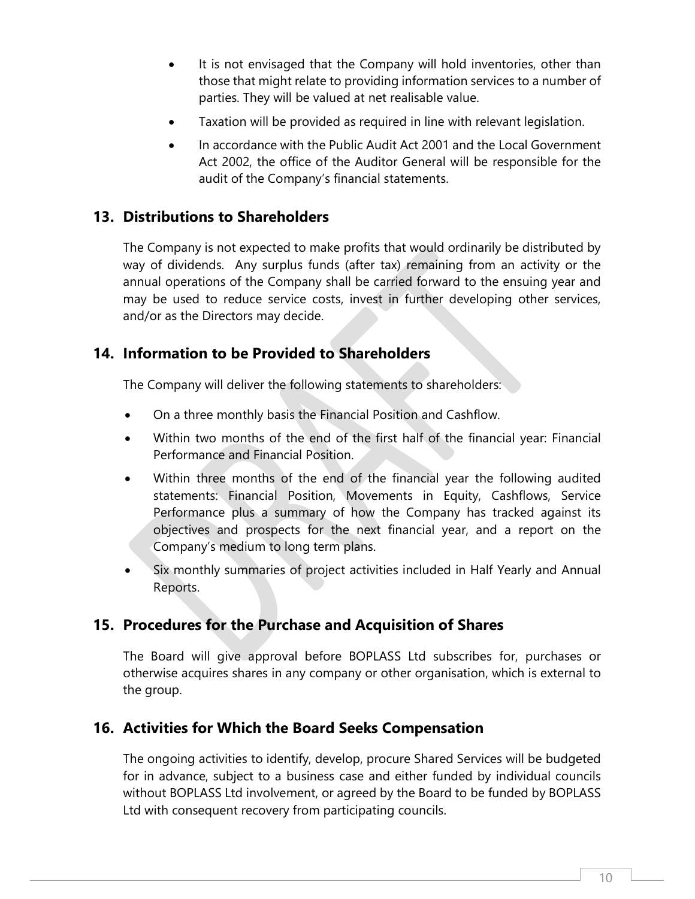- It is not envisaged that the Company will hold inventories, other than those that might relate to providing information services to a number of parties. They will be valued at net realisable value.
- Taxation will be provided as required in line with relevant legislation.
- In accordance with the Public Audit Act 2001 and the Local Government Act 2002, the office of the Auditor General will be responsible for the audit of the Company's financial statements.

## 13. Distributions to Shareholders

The Company is not expected to make profits that would ordinarily be distributed by way of dividends. Any surplus funds (after tax) remaining from an activity or the annual operations of the Company shall be carried forward to the ensuing year and may be used to reduce service costs, invest in further developing other services, and/or as the Directors may decide.

## 14. Information to be Provided to Shareholders

The Company will deliver the following statements to shareholders:

- On a three monthly basis the Financial Position and Cashflow.
- Within two months of the end of the first half of the financial year: Financial Performance and Financial Position.
- Within three months of the end of the financial year the following audited statements: Financial Position, Movements in Equity, Cashflows, Service Performance plus a summary of how the Company has tracked against its objectives and prospects for the next financial year, and a report on the Company's medium to long term plans.
- Six monthly summaries of project activities included in Half Yearly and Annual Reports.

## 15. Procedures for the Purchase and Acquisition of Shares

The Board will give approval before BOPLASS Ltd subscribes for, purchases or otherwise acquires shares in any company or other organisation, which is external to the group.

## 16. Activities for Which the Board Seeks Compensation

The ongoing activities to identify, develop, procure Shared Services will be budgeted for in advance, subject to a business case and either funded by individual councils without BOPLASS Ltd involvement, or agreed by the Board to be funded by BOPLASS Ltd with consequent recovery from participating councils.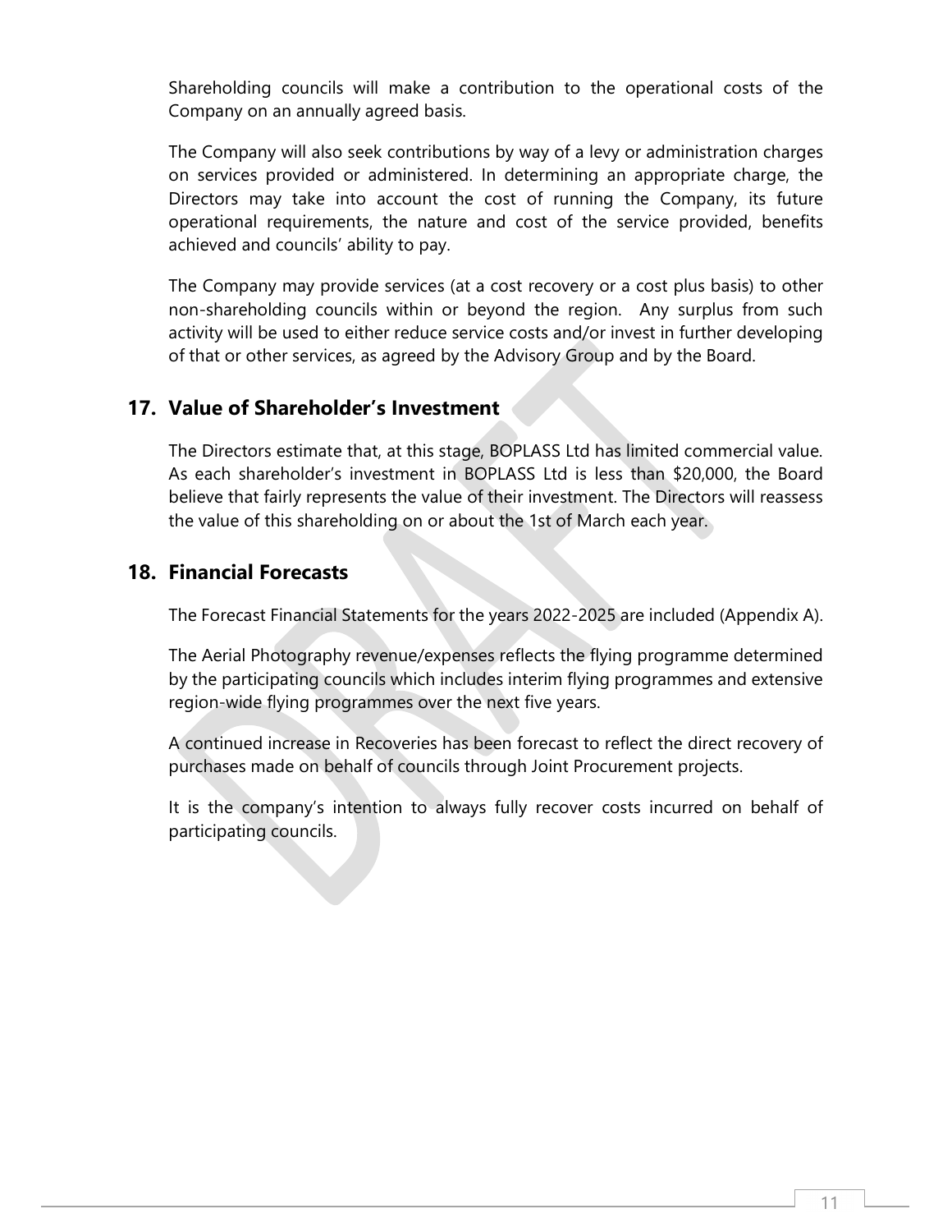Shareholding councils will make a contribution to the operational costs of the Company on an annually agreed basis.

The Company will also seek contributions by way of a levy or administration charges on services provided or administered. In determining an appropriate charge, the Directors may take into account the cost of running the Company, its future operational requirements, the nature and cost of the service provided, benefits achieved and councils' ability to pay.

The Company may provide services (at a cost recovery or a cost plus basis) to other non-shareholding councils within or beyond the region. Any surplus from such activity will be used to either reduce service costs and/or invest in further developing of that or other services, as agreed by the Advisory Group and by the Board.

## 17. Value of Shareholder's Investment

The Directors estimate that, at this stage, BOPLASS Ltd has limited commercial value. As each shareholder's investment in BOPLASS Ltd is less than $20,000, the Board believe that fairly represents the value of their investment. The Directors will reassess the value of this shareholding on or about the 1st of March each year.

## 18. Financial Forecasts

The Forecast Financial Statements for the years 2022-2025 are included (Appendix A).

The Aerial Photography revenue/expenses reflects the flying programme determined by the participating councils which includes interim flying programmes and extensive region-wide flying programmes over the next five years.

A continued increase in Recoveries has been forecast to reflect the direct recovery of purchases made on behalf of councils through Joint Procurement projects.

It is the company's intention to always fully recover costs incurred on behalf of participating councils.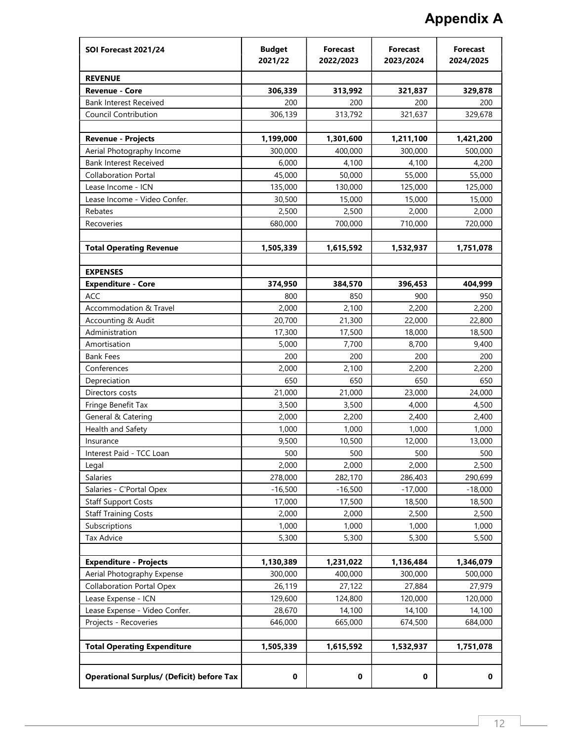# Appendix A

| SOI Forecast 2021/24 | Budget 2021/22 | Forecast 2022/2023 | Forecast 2023/2024 | Forecast 2024/2025 |
|---|---|---|---|---|
| **REVENUE** | | | | |
| **Revenue - Core** | **306,339** | **313,992** | **321,837** | **329,878** |
| Bank Interest Received | 200 | 200 | 200 | 200 |
| Council Contribution | 306,139 | 313,792 | 321,637 | 329,678 |
| | | | | |
| **Revenue - Projects** | **1,199,000** | **1,301,600** | **1,211,100** | **1,421,200** |
| Aerial Photography Income | 300,000 | 400,000 | 300,000 | 500,000 |
| Bank Interest Received | 6,000 | 4,100 | 4,100 | 4,200 |
| Collaboration Portal | 45,000 | 50,000 | 55,000 | 55,000 |
| Lease Income - ICN | 135,000 | 130,000 | 125,000 | 125,000 |
| Lease Income - Video Confer. | 30,500 | 15,000 | 15,000 | 15,000 |
| Rebates | 2,500 | 2,500 | 2,000 | 2,000 |
| Recoveries | 680,000 | 700,000 | 710,000 | 720,000 |
| | | | | |
| **Total Operating Revenue** | **1,505,339** | **1,615,592** | **1,532,937** | **1,751,078** |
| | | | | |
| **EXPENSES** | | | | |
| **Expenditure - Core** | **374,950** | **384,570** | **396,453** | **404,999** |
| ACC | 800 | 850 | 900 | 950 |
| Accommodation & Travel | 2,000 | 2,100 | 2,200 | 2,200 |
| Accounting & Audit | 20,700 | 21,300 | 22,000 | 22,800 |
| Administration | 17,300 | 17,500 | 18,000 | 18,500 |
| Amortisation | 5,000 | 7,700 | 8,700 | 9,400 |
| Bank Fees | 200 | 200 | 200 | 200 |
| Conferences | 2,000 | 2,100 | 2,200 | 2,200 |
| Depreciation | 650 | 650 | 650 | 650 |
| Directors costs | 21,000 | 21,000 | 23,000 | 24,000 |
| Fringe Benefit Tax | 3,500 | 3,500 | 4,000 | 4,500 |
| General & Catering | 2,000 | 2,200 | 2,400 | 2,400 |
| Health and Safety | 1,000 | 1,000 | 1,000 | 1,000 |
| Insurance | 9,500 | 10,500 | 12,000 | 13,000 |
| Interest Paid - TCC Loan | 500 | 500 | 500 | 500 |
| Legal | 2,000 | 2,000 | 2,000 | 2,500 |
| Salaries | 278,000 | 282,170 | 286,403 | 290,699 |
| Salaries - C'Portal Opex | -16,500 | -16,500 | -17,000 | -18,000 |
| Staff Support Costs | 17,000 | 17,500 | 18,500 | 18,500 |
| Staff Training Costs | 2,000 | 2,000 | 2,500 | 2,500 |
| Subscriptions | 1,000 | 1,000 | 1,000 | 1,000 |
| Tax Advice | 5,300 | 5,300 | 5,300 | 5,500 |
| | | | | |
| **Expenditure - Projects** | **1,130,389** | **1,231,022** | **1,136,484** | **1,346,079** |
| Aerial Photography Expense | 300,000 | 400,000 | 300,000 | 500,000 |
| Collaboration Portal Opex | 26,119 | 27,122 | 27,884 | 27,979 |
| Lease Expense - ICN | 129,600 | 124,800 | 120,000 | 120,000 |
| Lease Expense - Video Confer. | 28,670 | 14,100 | 14,100 | 14,100 |
| Projects - Recoveries | 646,000 | 665,000 | 674,500 | 684,000 |
| | | | | |
| **Total Operating Expenditure** | **1,505,339** | **1,615,592** | **1,532,937** | **1,751,078** |
| | | | | |
| **Operational Surplus/ (Deficit) before Tax** | **0** | **0** | **0** | **0** |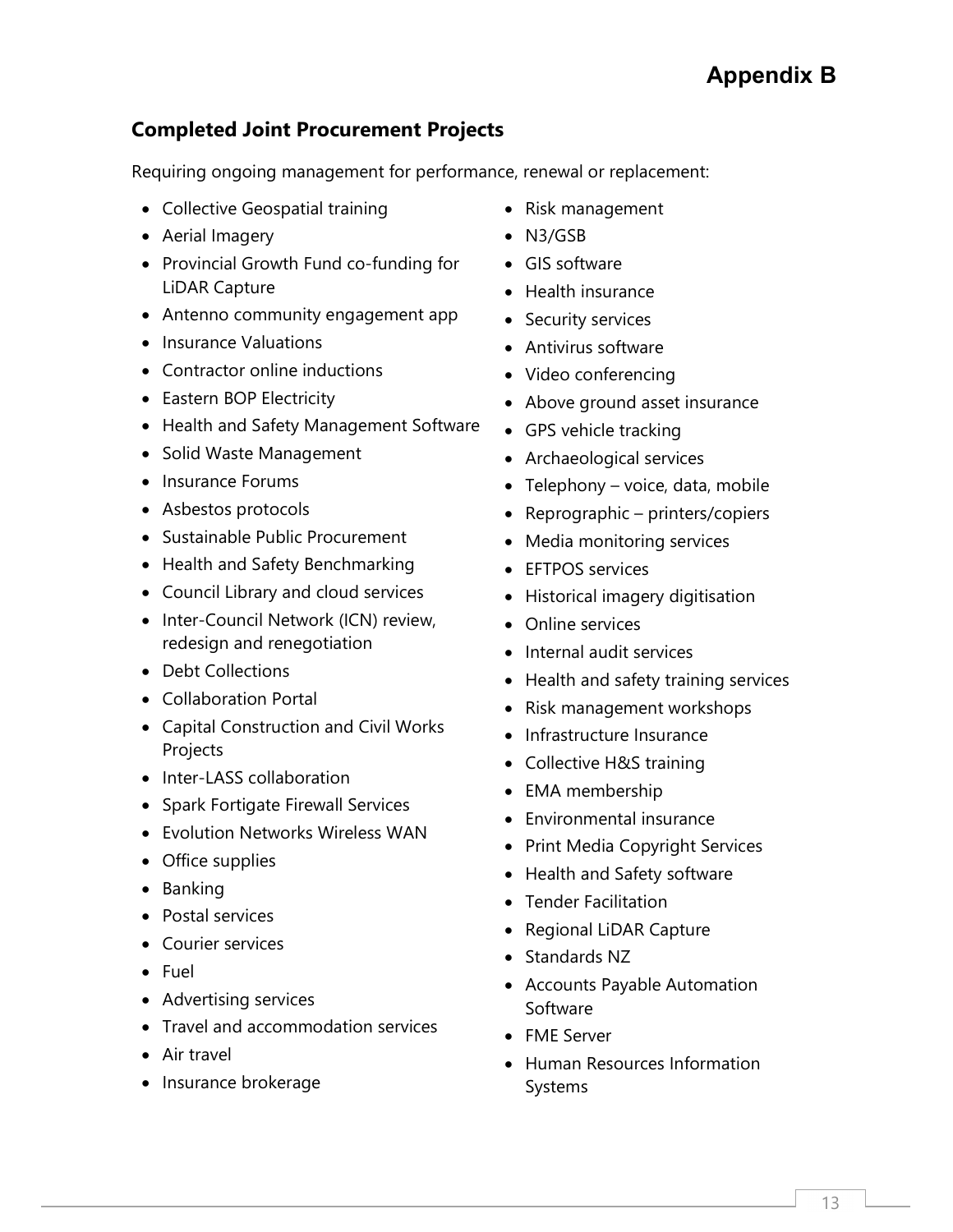# Appendix B

## Completed Joint Procurement Projects

Requiring ongoing management for performance, renewal or replacement:

- Collective Geospatial training
- Aerial Imagery
- Provincial Growth Fund co-funding for LiDAR Capture
- Antenno community engagement app
- Insurance Valuations
- Contractor online inductions
- Eastern BOP Electricity
- Health and Safety Management Software
- Solid Waste Management
- Insurance Forums
- Asbestos protocols
- Sustainable Public Procurement
- Health and Safety Benchmarking
- Council Library and cloud services
- Inter-Council Network (ICN) review, redesign and renegotiation
- Debt Collections
- Collaboration Portal
- Capital Construction and Civil Works Projects
- Inter-LASS collaboration
- Spark Fortigate Firewall Services
- Evolution Networks Wireless WAN
- Office supplies
- Banking
- Postal services
- Courier services
- Fuel
- Advertising services
- Travel and accommodation services
- Air travel
- Insurance brokerage
- Risk management
- N3/GSB
- GIS software
- Health insurance
- Security services
- Antivirus software
- Video conferencing
- Above ground asset insurance
- GPS vehicle tracking
- Archaeological services
- Telephony – voice, data, mobile
- Reprographic – printers/copiers
- Media monitoring services
- EFTPOS services
- Historical imagery digitisation
- Online services
- Internal audit services
- Health and safety training services
- Risk management workshops
- Infrastructure Insurance
- Collective H&S training
- EMA membership
- Environmental insurance
- Print Media Copyright Services
- Health and Safety software
- Tender Facilitation
- Regional LiDAR Capture
- Standards NZ
- Accounts Payable Automation Software
- FME Server
- Human Resources Information Systems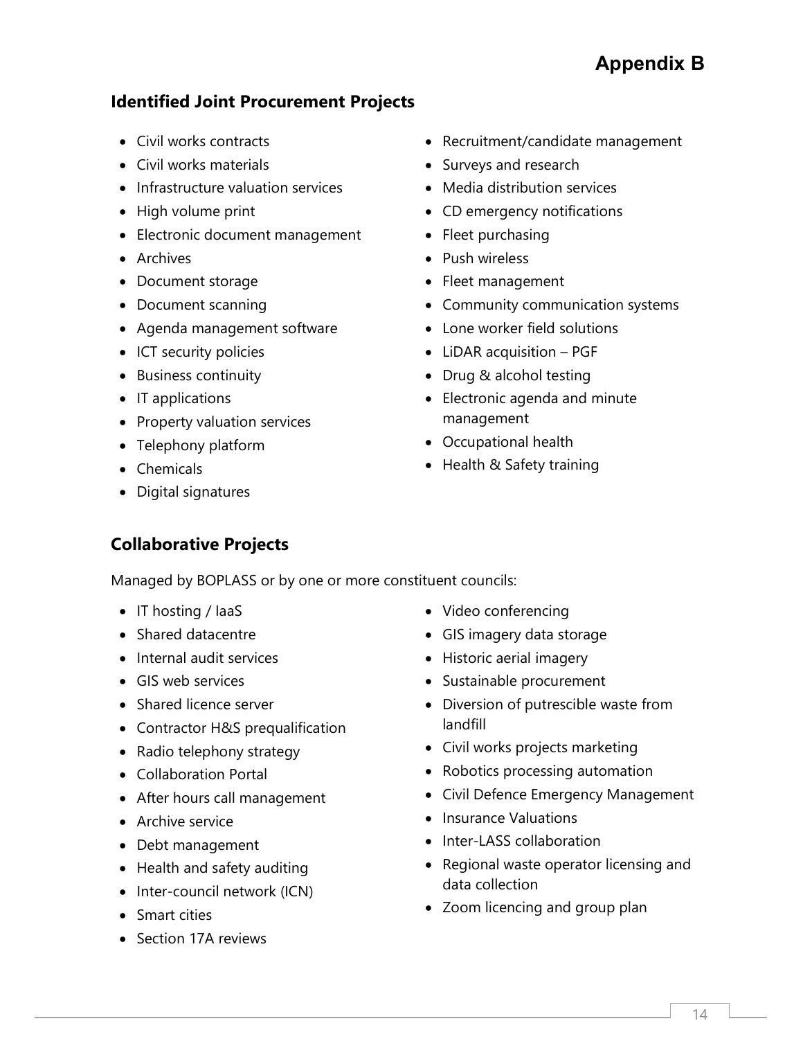# Appendix B

## Identified Joint Procurement Projects

- Civil works contracts
- Civil works materials
- Infrastructure valuation services
- High volume print
- Electronic document management
- Archives
- Document storage
- Document scanning
- Agenda management software
- ICT security policies
- Business continuity
- IT applications
- Property valuation services
- Telephony platform
- Chemicals
- Digital signatures
- Recruitment/candidate management
- Surveys and research
- Media distribution services
- CD emergency notifications
- Fleet purchasing
- Push wireless
- Fleet management
- Community communication systems
- Lone worker field solutions
- LiDAR acquisition – PGF
- Drug & alcohol testing
- Electronic agenda and minute management
- Occupational health
- Health & Safety training

## Collaborative Projects

Managed by BOPLASS or by one or more constituent councils:

- IT hosting / IaaS
- Shared datacentre
- Internal audit services
- GIS web services
- Shared licence server
- Contractor H&S prequalification
- Radio telephony strategy
- Collaboration Portal
- After hours call management
- Archive service
- Debt management
- Health and safety auditing
- Inter-council network (ICN)
- Smart cities
- Section 17A reviews
- Video conferencing
- GIS imagery data storage
- Historic aerial imagery
- Sustainable procurement
- Diversion of putrescible waste from landfill
- Civil works projects marketing
- Robotics processing automation
- Civil Defence Emergency Management
- Insurance Valuations
- Inter-LASS collaboration
- Regional waste operator licensing and data collection
- Zoom licencing and group plan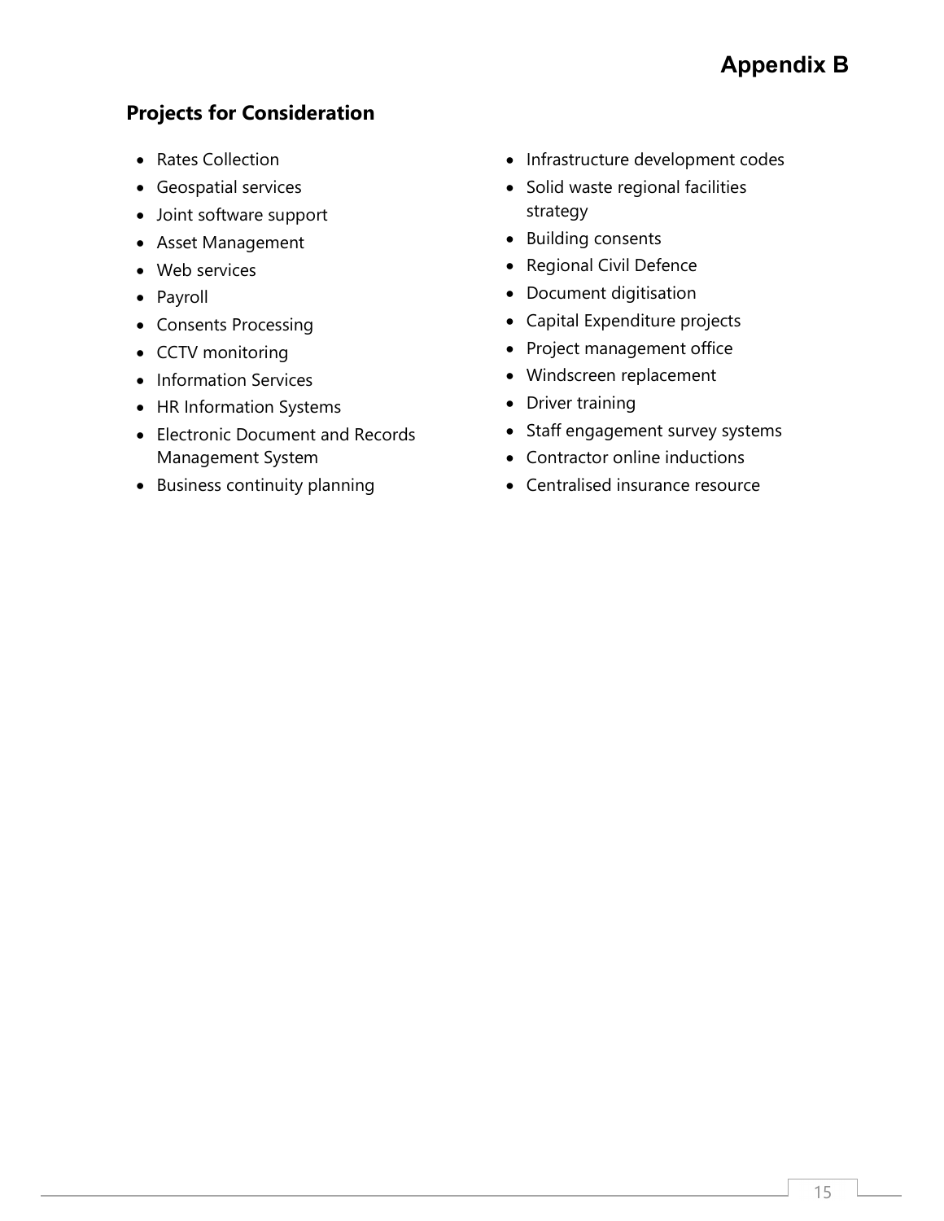# Appendix B

## Projects for Consideration

- Rates Collection
- Geospatial services
- Joint software support
- Asset Management
- Web services
- Payroll
- Consents Processing
- CCTV monitoring
- Information Services
- HR Information Systems
- Electronic Document and Records Management System
- Business continuity planning
- Infrastructure development codes
- Solid waste regional facilities strategy
- Building consents
- Regional Civil Defence
- Document digitisation
- Capital Expenditure projects
- Project management office
- Windscreen replacement
- Driver training
- Staff engagement survey systems
- Contractor online inductions
- Centralised insurance resource